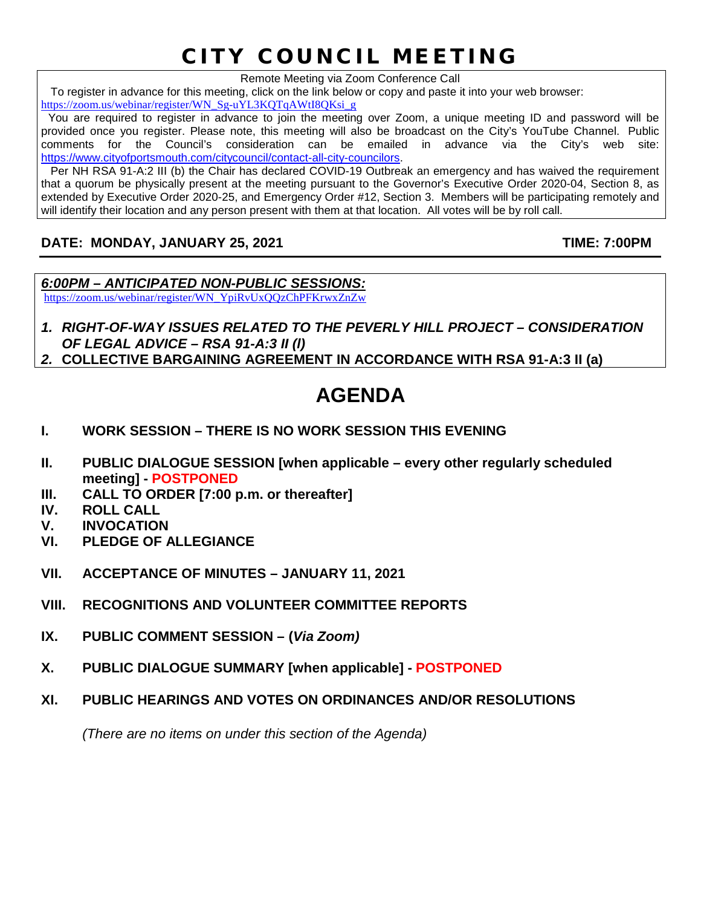# CITY COUNCIL MEETING

Remote Meeting via Zoom Conference Call

To register in advance for this meeting, click on the link below or copy and paste it into your web browser: https://zoom.us/webinar/register/WN_Sg-uYL3KQTqAWtI8QKsi_g

You are required to register in advance to join the meeting over Zoom, a unique meeting ID and password will be provided once you register. Please note, this meeting will also be broadcast on the City's YouTube Channel. Public comments for the Council's consideration can be emailed in advance via the City's web site: https://www.cityofportsmouth.com/citycouncil/contact-all-city-councilors.

Per NH RSA 91-A:2 III (b) the Chair has declared COVID-19 Outbreak an emergency and has waived the requirement that a quorum be physically present at the meeting pursuant to the Governor's Executive Order 2020-04, Section 8, as extended by Executive Order 2020-25, and Emergency Order #12, Section 3. Members will be participating remotely and will identify their location and any person present with them at that location. All votes will be by roll call.

**DATE: MONDAY, JANUARY 25, 2021** **TIME: 7:00PM**

***6:00PM – ANTICIPATED NON-PUBLIC SESSIONS:***

https://zoom.us/webinar/register/WN_YpiRvUxQQzChPFKrwxZnZw

1. ***RIGHT-OF-WAY ISSUES RELATED TO THE PEVERLY HILL PROJECT – CONSIDERATION OF LEGAL ADVICE – RSA 91-A:3 II (l)***
2. **COLLECTIVE BARGAINING AGREEMENT IN ACCORDANCE WITH RSA 91-A:3 II (a)**

# AGENDA

**I. WORK SESSION – THERE IS NO WORK SESSION THIS EVENING**

**II. PUBLIC DIALOGUE SESSION [when applicable – every other regularly scheduled meeting] - POSTPONED**

**III. CALL TO ORDER [7:00 p.m. or thereafter]**

**IV. ROLL CALL**

**V. INVOCATION**

**VI. PLEDGE OF ALLEGIANCE**

**VII. ACCEPTANCE OF MINUTES – JANUARY 11, 2021**

**VIII. RECOGNITIONS AND VOLUNTEER COMMITTEE REPORTS**

**IX. PUBLIC COMMENT SESSION – (*Via Zoom)***

**X. PUBLIC DIALOGUE SUMMARY [when applicable] - POSTPONED**

**XI. PUBLIC HEARINGS AND VOTES ON ORDINANCES AND/OR RESOLUTIONS**

*(There are no items on under this section of the Agenda)*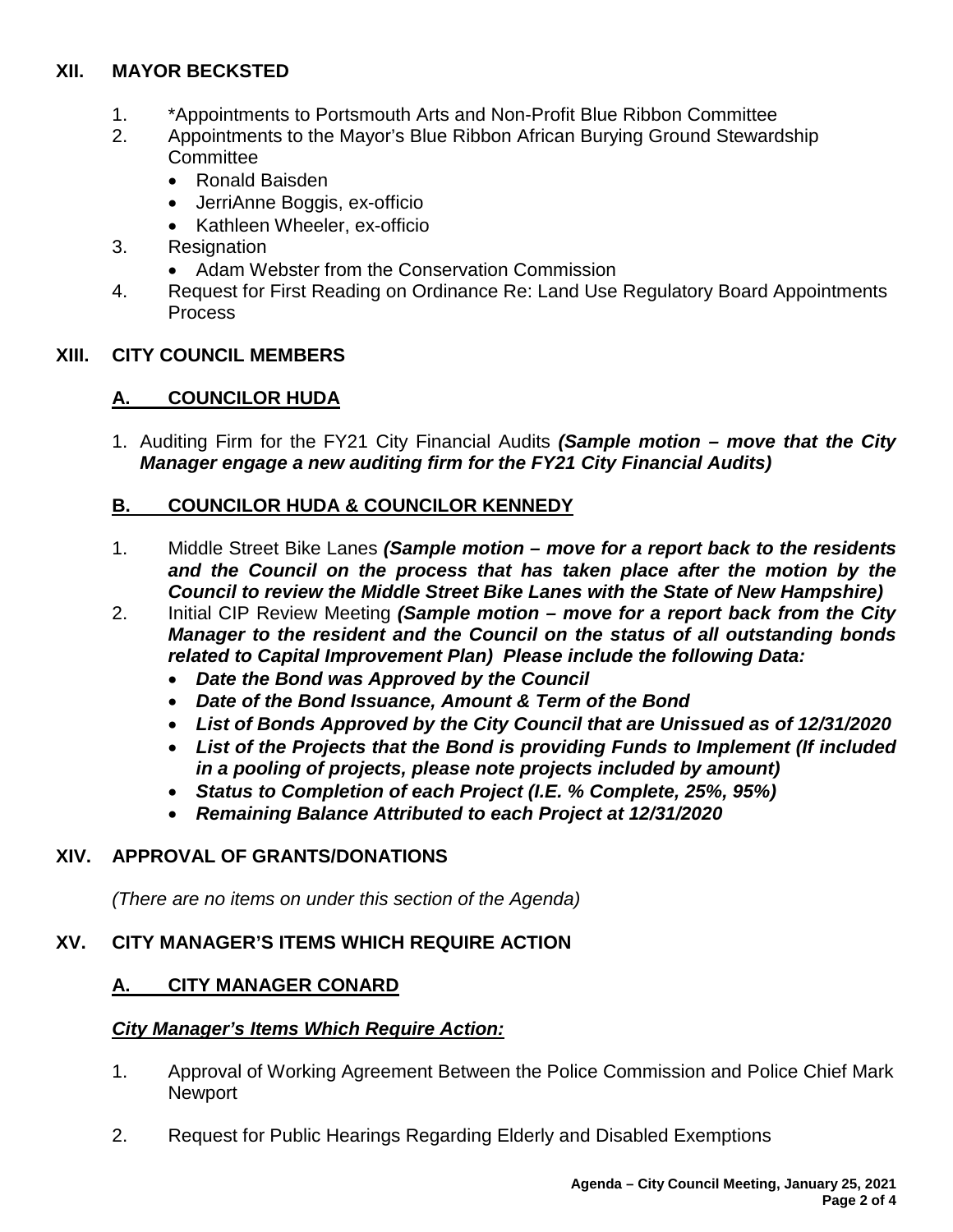## XII. MAYOR BECKSTED

1. *Appointments to Portsmouth Arts and Non-Profit Blue Ribbon Committee
2. Appointments to the Mayor's Blue Ribbon African Burying Ground Stewardship Committee
   - Ronald Baisden
   - JerriAnne Boggis, ex-officio
   - Kathleen Wheeler, ex-officio
3. Resignation
   - Adam Webster from the Conservation Commission
4. Request for First Reading on Ordinance Re: Land Use Regulatory Board Appointments Process

## XIII. CITY COUNCIL MEMBERS

### A. COUNCILOR HUDA

1. Auditing Firm for the FY21 City Financial Audits ***(Sample motion – move that the City Manager engage a new auditing firm for the FY21 City Financial Audits)***

### B. COUNCILOR HUDA & COUNCILOR KENNEDY

1. Middle Street Bike Lanes ***(Sample motion – move for a report back to the residents and the Council on the process that has taken place after the motion by the Council to review the Middle Street Bike Lanes with the State of New Hampshire)***
2. Initial CIP Review Meeting ***(Sample motion – move for a report back from the City Manager to the resident and the Council on the status of all outstanding bonds related to Capital Improvement Plan) Please include the following Data:***
   - ***Date the Bond was Approved by the Council***
   - ***Date of the Bond Issuance, Amount & Term of the Bond***
   - ***List of Bonds Approved by the City Council that are Unissued as of 12/31/2020***
   - ***List of the Projects that the Bond is providing Funds to Implement (If included in a pooling of projects, please note projects included by amount)***
   - ***Status to Completion of each Project (I.E. % Complete, 25%, 95%)***
   - ***Remaining Balance Attributed to each Project at 12/31/2020***

## XIV. APPROVAL OF GRANTS/DONATIONS

*(There are no items on under this section of the Agenda)*

## XV. CITY MANAGER'S ITEMS WHICH REQUIRE ACTION

### A. CITY MANAGER CONARD

***City Manager's Items Which Require Action:***

1. Approval of Working Agreement Between the Police Commission and Police Chief Mark Newport

2. Request for Public Hearings Regarding Elderly and Disabled Exemptions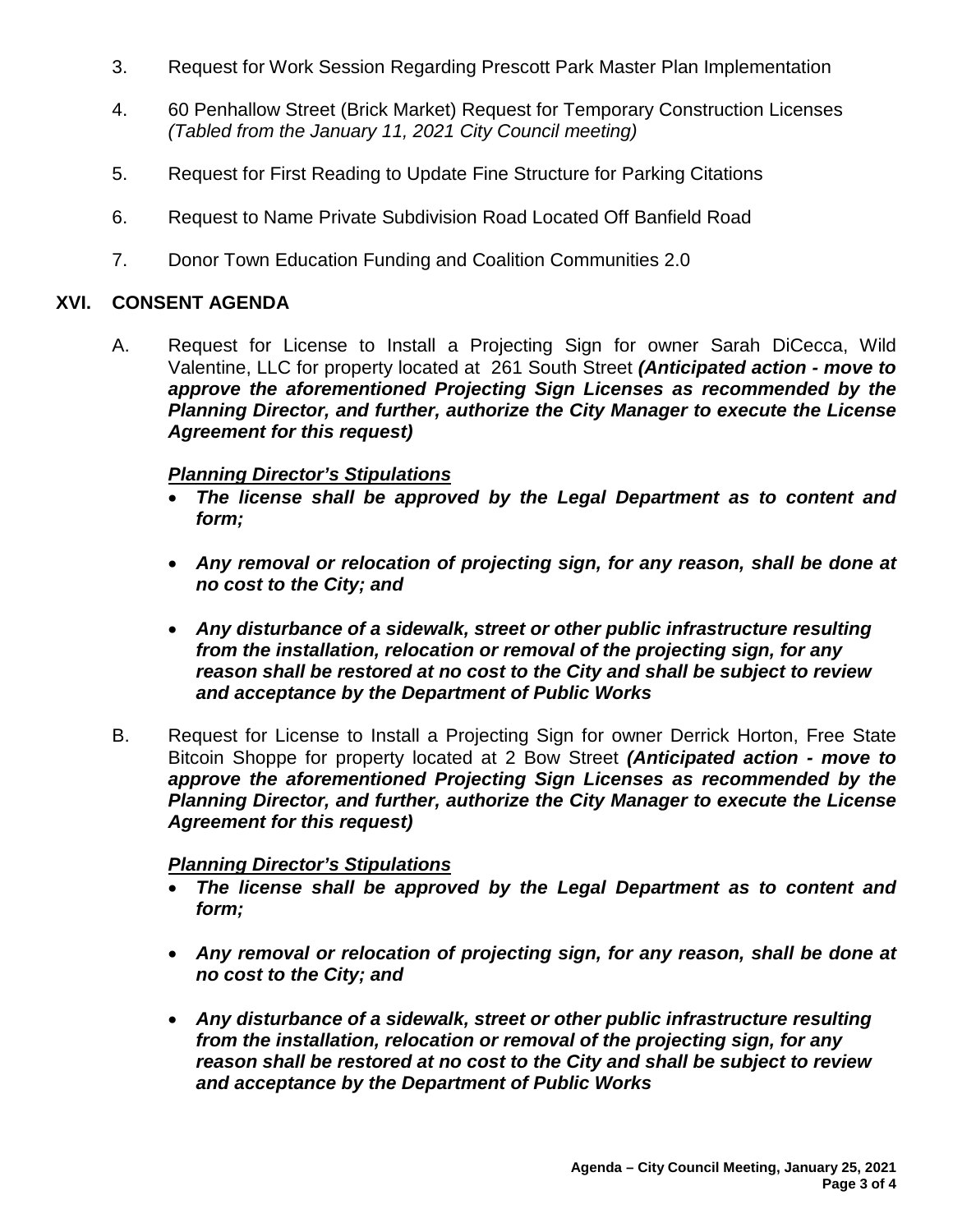3. Request for Work Session Regarding Prescott Park Master Plan Implementation

4. 60 Penhallow Street (Brick Market) Request for Temporary Construction Licenses *(Tabled from the January 11, 2021 City Council meeting)*

5. Request for First Reading to Update Fine Structure for Parking Citations

6. Request to Name Private Subdivision Road Located Off Banfield Road

7. Donor Town Education Funding and Coalition Communities 2.0

## XVI. CONSENT AGENDA

A. Request for License to Install a Projecting Sign for owner Sarah DiCecca, Wild Valentine, LLC for property located at 261 South Street ***(Anticipated action - move to approve the aforementioned Projecting Sign Licenses as recommended by the Planning Director, and further, authorize the City Manager to execute the License Agreement for this request)***

***Planning Director's Stipulations***

- ***The license shall be approved by the Legal Department as to content and form;***
- ***Any removal or relocation of projecting sign, for any reason, shall be done at no cost to the City; and***
- ***Any disturbance of a sidewalk, street or other public infrastructure resulting from the installation, relocation or removal of the projecting sign, for any reason shall be restored at no cost to the City and shall be subject to review and acceptance by the Department of Public Works***

B. Request for License to Install a Projecting Sign for owner Derrick Horton, Free State Bitcoin Shoppe for property located at 2 Bow Street ***(Anticipated action - move to approve the aforementioned Projecting Sign Licenses as recommended by the Planning Director, and further, authorize the City Manager to execute the License Agreement for this request)***

***Planning Director's Stipulations***

- ***The license shall be approved by the Legal Department as to content and form;***
- ***Any removal or relocation of projecting sign, for any reason, shall be done at no cost to the City; and***
- ***Any disturbance of a sidewalk, street or other public infrastructure resulting from the installation, relocation or removal of the projecting sign, for any reason shall be restored at no cost to the City and shall be subject to review and acceptance by the Department of Public Works***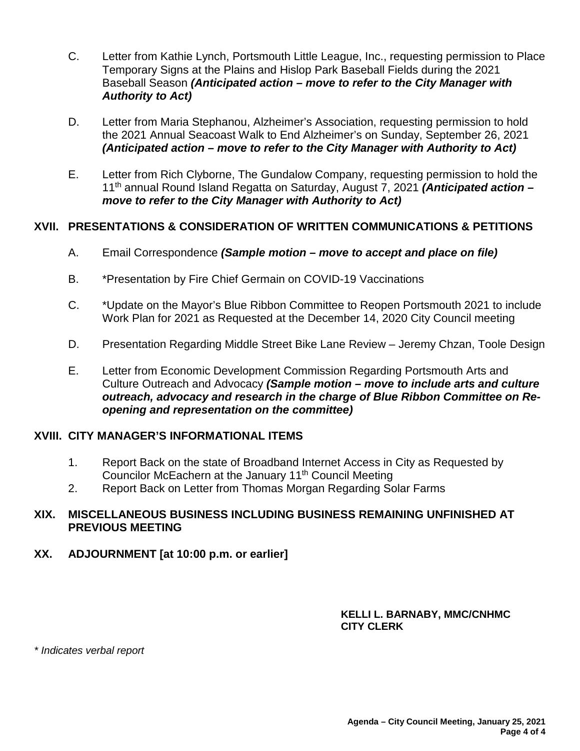C. Letter from Kathie Lynch, Portsmouth Little League, Inc., requesting permission to Place Temporary Signs at the Plains and Hislop Park Baseball Fields during the 2021 Baseball Season ***(Anticipated action – move to refer to the City Manager with Authority to Act)***

D. Letter from Maria Stephanou, Alzheimer's Association, requesting permission to hold the 2021 Annual Seacoast Walk to End Alzheimer's on Sunday, September 26, 2021 ***(Anticipated action – move to refer to the City Manager with Authority to Act)***

E. Letter from Rich Clyborne, The Gundalow Company, requesting permission to hold the 11th annual Round Island Regatta on Saturday, August 7, 2021 ***(Anticipated action – move to refer to the City Manager with Authority to Act)***

## XVII. PRESENTATIONS & CONSIDERATION OF WRITTEN COMMUNICATIONS & PETITIONS

A. Email Correspondence ***(Sample motion – move to accept and place on file)***

B. *Presentation by Fire Chief Germain on COVID-19 Vaccinations

C. *Update on the Mayor's Blue Ribbon Committee to Reopen Portsmouth 2021 to include Work Plan for 2021 as Requested at the December 14, 2020 City Council meeting

D. Presentation Regarding Middle Street Bike Lane Review – Jeremy Chzan, Toole Design

E. Letter from Economic Development Commission Regarding Portsmouth Arts and Culture Outreach and Advocacy ***(Sample motion – move to include arts and culture outreach, advocacy and research in the charge of Blue Ribbon Committee on Re-opening and representation on the committee)***

## XVIII. CITY MANAGER'S INFORMATIONAL ITEMS

1. Report Back on the state of Broadband Internet Access in City as Requested by Councilor McEachern at the January 11th Council Meeting
2. Report Back on Letter from Thomas Morgan Regarding Solar Farms

## XIX. MISCELLANEOUS BUSINESS INCLUDING BUSINESS REMAINING UNFINISHED AT PREVIOUS MEETING

## XX. ADJOURNMENT [at 10:00 p.m. or earlier]

**KELLI L. BARNABY, MMC/CNHMC**
**CITY CLERK**

*\* Indicates verbal report*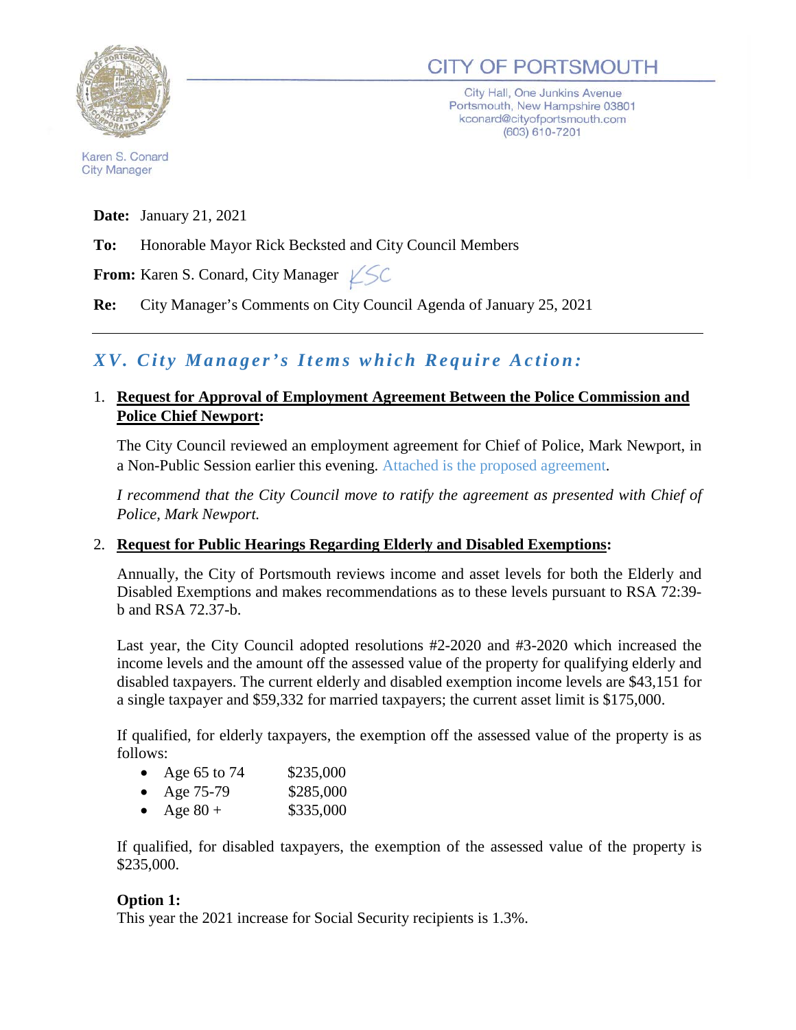# CITY OF PORTSMOUTH

City Hall, One Junkins Avenue
Portsmouth, New Hampshire 03801
kconard@cityofportsmouth.com
(603) 610-7201

Karen S. Conard
City Manager

**Date:** January 21, 2021

**To:** Honorable Mayor Rick Becksted and City Council Members

**From:** Karen S. Conard, City Manager KSC

**Re:** City Manager's Comments on City Council Agenda of January 25, 2021

---

## *XV. City Manager's Items which Require Action:*

1. **Request for Approval of Employment Agreement Between the Police Commission and Police Chief Newport:**

   The City Council reviewed an employment agreement for Chief of Police, Mark Newport, in a Non-Public Session earlier this evening. Attached is the proposed agreement.

   *I recommend that the City Council move to ratify the agreement as presented with Chief of Police, Mark Newport.*

2. **Request for Public Hearings Regarding Elderly and Disabled Exemptions:**

   Annually, the City of Portsmouth reviews income and asset levels for both the Elderly and Disabled Exemptions and makes recommendations as to these levels pursuant to RSA 72:39-b and RSA 72.37-b.

   Last year, the City Council adopted resolutions #2-2020 and #3-2020 which increased the income levels and the amount off the assessed value of the property for qualifying elderly and disabled taxpayers. The current elderly and disabled exemption income levels are $43,151 for a single taxpayer and $59,332 for married taxpayers; the current asset limit is $175,000.

   If qualified, for elderly taxpayers, the exemption off the assessed value of the property is as follows:

   - Age 65 to 74 $235,000
   - Age 75-79 $285,000
   - Age 80 + $335,000

   If qualified, for disabled taxpayers, the exemption of the assessed value of the property is $235,000.

   **Option 1:**
   This year the 2021 increase for Social Security recipients is 1.3%.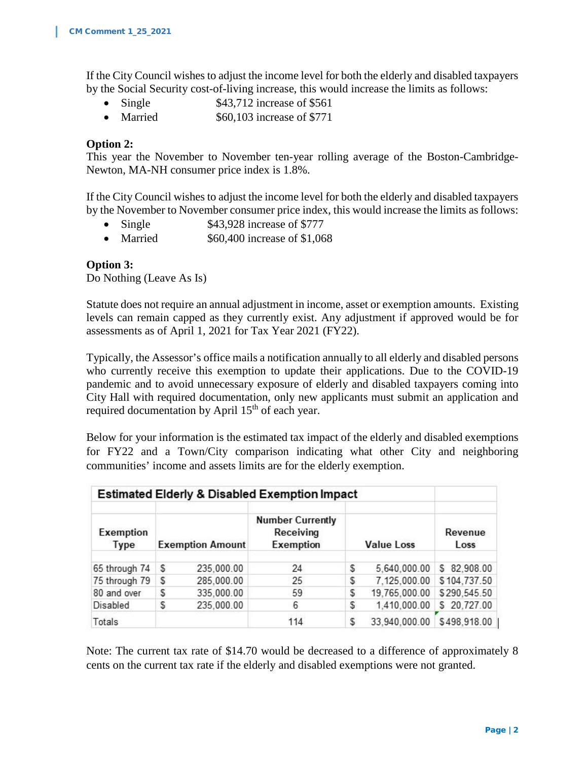If the City Council wishes to adjust the income level for both the elderly and disabled taxpayers by the Social Security cost-of-living increase, this would increase the limits as follows:

- Single $43,712 increase of $561
- Married $60,103 increase of $771

**Option 2:**
This year the November to November ten-year rolling average of the Boston-Cambridge-Newton, MA-NH consumer price index is 1.8%.

If the City Council wishes to adjust the income level for both the elderly and disabled taxpayers by the November to November consumer price index, this would increase the limits as follows:

- Single $43,928 increase of $777
- Married $60,400 increase of $1,068

**Option 3:**
Do Nothing (Leave As Is)

Statute does not require an annual adjustment in income, asset or exemption amounts. Existing levels can remain capped as they currently exist. Any adjustment if approved would be for assessments as of April 1, 2021 for Tax Year 2021 (FY22).

Typically, the Assessor's office mails a notification annually to all elderly and disabled persons who currently receive this exemption to update their applications. Due to the COVID-19 pandemic and to avoid unnecessary exposure of elderly and disabled taxpayers coming into City Hall with required documentation, only new applicants must submit an application and required documentation by April 15th of each year.

Below for your information is the estimated tax impact of the elderly and disabled exemptions for FY22 and a Town/City comparison indicating what other City and neighboring communities' income and assets limits are for the elderly exemption.

**Estimated Elderly & Disabled Exemption Impact**

| Exemption Type | Exemption Amount | Number Currently Receiving Exemption | Value Loss | Revenue Loss |
|---|---|---|---|---|
| 65 through 74 | $ 235,000.00 | 24 | $ 5,640,000.00 | $ 82,908.00 |
| 75 through 79 | $ 285,000.00 | 25 | $ 7,125,000.00 | $ 104,737.50 |
| 80 and over | $ 335,000.00 | 59 | $ 19,765,000.00 | $ 290,545.50 |
| Disabled | $ 235,000.00 | 6 | $ 1,410,000.00 | $ 20,727.00 |
| Totals | | 114 | $ 33,940,000.00 | $ 498,918.00 |

Note: The current tax rate of $14.70 would be decreased to a difference of approximately 8 cents on the current tax rate if the elderly and disabled exemptions were not granted.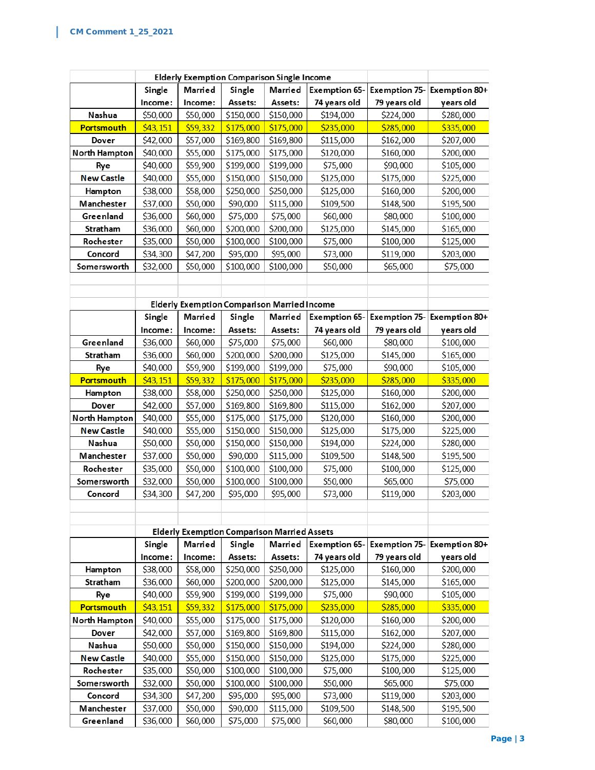**CM Comment 1_25_2021**

| Elderly Exemption Comparison Single Income | | | | | | | |
|---|---|---|---|---|---|---|---|
| | Single Income: | Married Income: | Single Assets: | Married Assets: | Exemption 65-74 years old | Exemption 75-79 years old | Exemption 80+ years old |
| Nashua | $50,000 | $50,000 | $150,000 | $150,000 | $194,000 | $224,000 | $280,000 |
| Portsmouth | $43,151 | $59,332 | $175,000 | $175,000 | $235,000 | $285,000 | $335,000 |
| Dover | $42,000 | $57,000 | $169,800 | $169,800 | $115,000 | $162,000 | $207,000 |
| North Hampton | $40,000 | $55,000 | $175,000 | $175,000 | $120,000 | $160,000 | $200,000 |
| Rye | $40,000 | $59,900 | $199,000 | $199,000 | $75,000 | $90,000 | $105,000 |
| New Castle | $40,000 | $55,000 | $150,000 | $150,000 | $125,000 | $175,000 | $225,000 |
| Hampton | $38,000 | $58,000 | $250,000 | $250,000 | $125,000 | $160,000 | $200,000 |
| Manchester | $37,000 | $50,000 | $90,000 | $115,000 | $109,500 | $148,500 | $195,500 |
| Greenland | $36,000 | $60,000 | $75,000 | $75,000 | $60,000 | $80,000 | $100,000 |
| Stratham | $36,000 | $60,000 | $200,000 | $200,000 | $125,000 | $145,000 | $165,000 |
| Rochester | $35,000 | $50,000 | $100,000 | $100,000 | $75,000 | $100,000 | $125,000 |
| Concord | $34,300 | $47,200 | $95,000 | $95,000 | $73,000 | $119,000 | $203,000 |
| Somersworth | $32,000 | $50,000 | $100,000 | $100,000 | $50,000 | $65,000 | $75,000 |

| Elderly Exemption Comparison Married Income | | | | | | | |
|---|---|---|---|---|---|---|---|
| | Single Income: | Married Income: | Single Assets: | Married Assets: | Exemption 65-74 years old | Exemption 75-79 years old | Exemption 80+ years old |
| Greenland | $36,000 | $60,000 | $75,000 | $75,000 | $60,000 | $80,000 | $100,000 |
| Stratham | $36,000 | $60,000 | $200,000 | $200,000 | $125,000 | $145,000 | $165,000 |
| Rye | $40,000 | $59,900 | $199,000 | $199,000 | $75,000 | $90,000 | $105,000 |
| Portsmouth | $43,151 | $59,332 | $175,000 | $175,000 | $235,000 | $285,000 | $335,000 |
| Hampton | $38,000 | $58,000 | $250,000 | $250,000 | $125,000 | $160,000 | $200,000 |
| Dover | $42,000 | $57,000 | $169,800 | $169,800 | $115,000 | $162,000 | $207,000 |
| North Hampton | $40,000 | $55,000 | $175,000 | $175,000 | $120,000 | $160,000 | $200,000 |
| New Castle | $40,000 | $55,000 | $150,000 | $150,000 | $125,000 | $175,000 | $225,000 |
| Nashua | $50,000 | $50,000 | $150,000 | $150,000 | $194,000 | $224,000 | $280,000 |
| Manchester | $37,000 | $50,000 | $90,000 | $115,000 | $109,500 | $148,500 | $195,500 |
| Rochester | $35,000 | $50,000 | $100,000 | $100,000 | $75,000 | $100,000 | $125,000 |
| Somersworth | $32,000 | $50,000 | $100,000 | $100,000 | $50,000 | $65,000 | $75,000 |
| Concord | $34,300 | $47,200 | $95,000 | $95,000 | $73,000 | $119,000 | $203,000 |

| Elderly Exemption Comparison Married Assets | | | | | | | |
|---|---|---|---|---|---|---|---|
| | Single Income: | Married Income: | Single Assets: | Married Assets: | Exemption 65-74 years old | Exemption 75-79 years old | Exemption 80+ years old |
| Hampton | $38,000 | $58,000 | $250,000 | $250,000 | $125,000 | $160,000 | $200,000 |
| Stratham | $36,000 | $60,000 | $200,000 | $200,000 | $125,000 | $145,000 | $165,000 |
| Rye | $40,000 | $59,900 | $199,000 | $199,000 | $75,000 | $90,000 | $105,000 |
| Portsmouth | $43,151 | $59,332 | $175,000 | $175,000 | $235,000 | $285,000 | $335,000 |
| North Hampton | $40,000 | $55,000 | $175,000 | $175,000 | $120,000 | $160,000 | $200,000 |
| Dover | $42,000 | $57,000 | $169,800 | $169,800 | $115,000 | $162,000 | $207,000 |
| Nashua | $50,000 | $50,000 | $150,000 | $150,000 | $194,000 | $224,000 | $280,000 |
| New Castle | $40,000 | $55,000 | $150,000 | $150,000 | $125,000 | $175,000 | $225,000 |
| Rochester | $35,000 | $50,000 | $100,000 | $100,000 | $75,000 | $100,000 | $125,000 |
| Somersworth | $32,000 | $50,000 | $100,000 | $100,000 | $50,000 | $65,000 | $75,000 |
| Concord | $34,300 | $47,200 | $95,000 | $95,000 | $73,000 | $119,000 | $203,000 |
| Manchester | $37,000 | $50,000 | $90,000 | $115,000 | $109,500 | $148,500 | $195,500 |
| Greenland | $36,000 | $60,000 | $75,000 | $75,000 | $60,000 | $80,000 | $100,000 |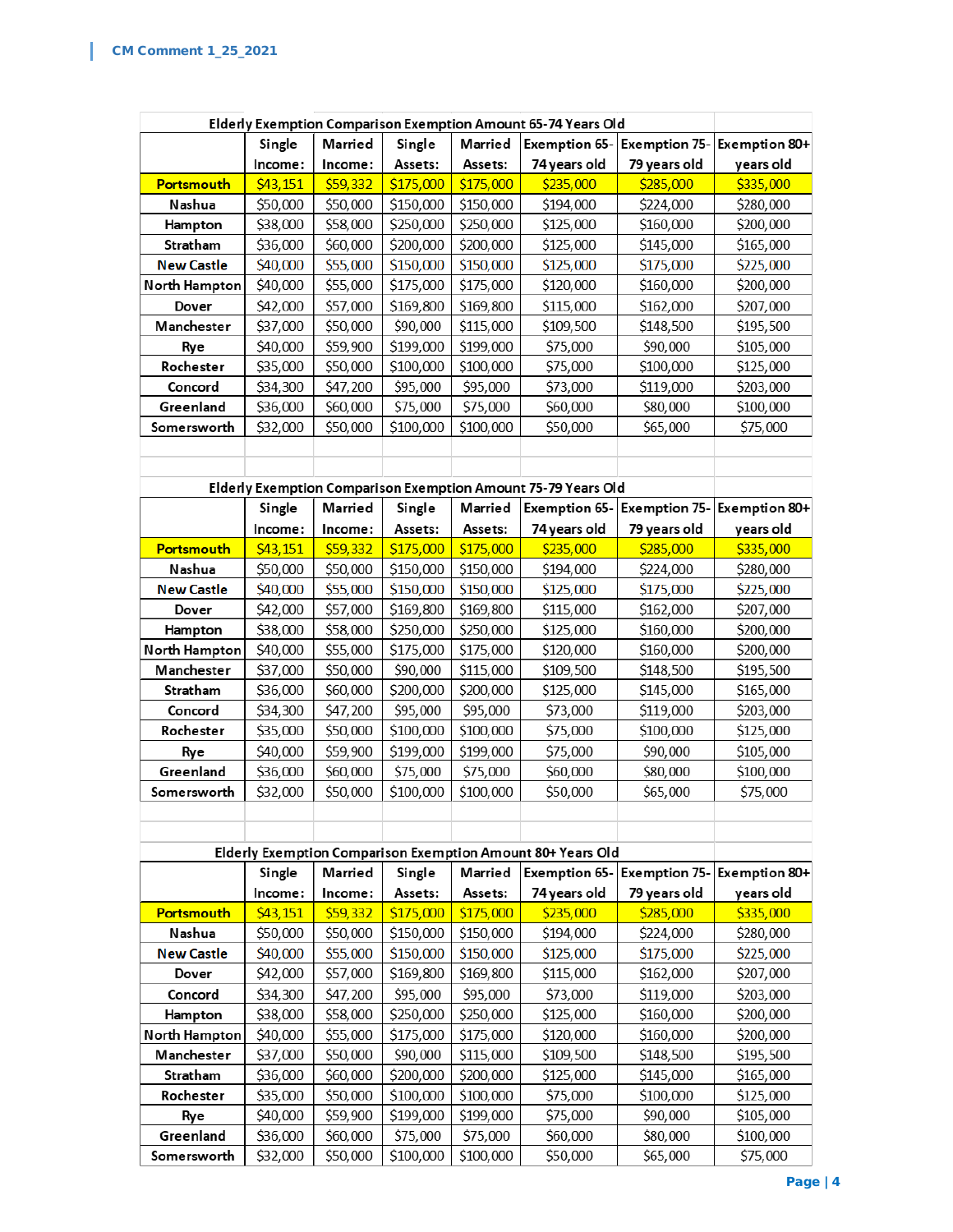**CM Comment 1_25_2021**

| Elderly Exemption Comparison Exemption Amount 65-74 Years Old | | | | | | | |
|---|---|---|---|---|---|---|---|
| | Single Income: | Married Income: | Single Assets: | Married Assets: | Exemption 65-74 years old | Exemption 75-79 years old | Exemption 80+ years old |
| Portsmouth | $43,151 | $59,332 | $175,000 | $175,000 | $235,000 | $285,000 | $335,000 |
| Nashua | $50,000 | $50,000 | $150,000 | $150,000 | $194,000 | $224,000 | $280,000 |
| Hampton | $38,000 | $58,000 | $250,000 | $250,000 | $125,000 | $160,000 | $200,000 |
| Stratham | $36,000 | $60,000 | $200,000 | $200,000 | $125,000 | $145,000 | $165,000 |
| New Castle | $40,000 | $55,000 | $150,000 | $150,000 | $125,000 | $175,000 | $225,000 |
| North Hampton | $40,000 | $55,000 | $175,000 | $175,000 | $120,000 | $160,000 | $200,000 |
| Dover | $42,000 | $57,000 | $169,800 | $169,800 | $115,000 | $162,000 | $207,000 |
| Manchester | $37,000 | $50,000 | $90,000 | $115,000 | $109,500 | $148,500 | $195,500 |
| Rye | $40,000 | $59,900 | $199,000 | $199,000 | $75,000 | $90,000 | $105,000 |
| Rochester | $35,000 | $50,000 | $100,000 | $100,000 | $75,000 | $100,000 | $125,000 |
| Concord | $34,300 | $47,200 | $95,000 | $95,000 | $73,000 | $119,000 | $203,000 |
| Greenland | $36,000 | $60,000 | $75,000 | $75,000 | $60,000 | $80,000 | $100,000 |
| Somersworth | $32,000 | $50,000 | $100,000 | $100,000 | $50,000 | $65,000 | $75,000 |

| Elderly Exemption Comparison Exemption Amount 75-79 Years Old | | | | | | | |
|---|---|---|---|---|---|---|---|
| | Single Income: | Married Income: | Single Assets: | Married Assets: | Exemption 65-74 years old | Exemption 75-79 years old | Exemption 80+ years old |
| Portsmouth | $43,151 | $59,332 | $175,000 | $175,000 | $235,000 | $285,000 | $335,000 |
| Nashua | $50,000 | $50,000 | $150,000 | $150,000 | $194,000 | $224,000 | $280,000 |
| New Castle | $40,000 | $55,000 | $150,000 | $150,000 | $125,000 | $175,000 | $225,000 |
| Dover | $42,000 | $57,000 | $169,800 | $169,800 | $115,000 | $162,000 | $207,000 |
| Hampton | $38,000 | $58,000 | $250,000 | $250,000 | $125,000 | $160,000 | $200,000 |
| North Hampton | $40,000 | $55,000 | $175,000 | $175,000 | $120,000 | $160,000 | $200,000 |
| Manchester | $37,000 | $50,000 | $90,000 | $115,000 | $109,500 | $148,500 | $195,500 |
| Stratham | $36,000 | $60,000 | $200,000 | $200,000 | $125,000 | $145,000 | $165,000 |
| Concord | $34,300 | $47,200 | $95,000 | $95,000 | $73,000 | $119,000 | $203,000 |
| Rochester | $35,000 | $50,000 | $100,000 | $100,000 | $75,000 | $100,000 | $125,000 |
| Rye | $40,000 | $59,900 | $199,000 | $199,000 | $75,000 | $90,000 | $105,000 |
| Greenland | $36,000 | $60,000 | $75,000 | $75,000 | $60,000 | $80,000 | $100,000 |
| Somersworth | $32,000 | $50,000 | $100,000 | $100,000 | $50,000 | $65,000 | $75,000 |

| Elderly Exemption Comparison Exemption Amount 80+ Years Old | | | | | | | |
|---|---|---|---|---|---|---|---|
| | Single Income: | Married Income: | Single Assets: | Married Assets: | Exemption 65-74 years old | Exemption 75-79 years old | Exemption 80+ years old |
| Portsmouth | $43,151 | $59,332 | $175,000 | $175,000 | $235,000 | $285,000 | $335,000 |
| Nashua | $50,000 | $50,000 | $150,000 | $150,000 | $194,000 | $224,000 | $280,000 |
| New Castle | $40,000 | $55,000 | $150,000 | $150,000 | $125,000 | $175,000 | $225,000 |
| Dover | $42,000 | $57,000 | $169,800 | $169,800 | $115,000 | $162,000 | $207,000 |
| Concord | $34,300 | $47,200 | $95,000 | $95,000 | $73,000 | $119,000 | $203,000 |
| Hampton | $38,000 | $58,000 | $250,000 | $250,000 | $125,000 | $160,000 | $200,000 |
| North Hampton | $40,000 | $55,000 | $175,000 | $175,000 | $120,000 | $160,000 | $200,000 |
| Manchester | $37,000 | $50,000 | $90,000 | $115,000 | $109,500 | $148,500 | $195,500 |
| Stratham | $36,000 | $60,000 | $200,000 | $200,000 | $125,000 | $145,000 | $165,000 |
| Rochester | $35,000 | $50,000 | $100,000 | $100,000 | $75,000 | $100,000 | $125,000 |
| Rye | $40,000 | $59,900 | $199,000 | $199,000 | $75,000 | $90,000 | $105,000 |
| Greenland | $36,000 | $60,000 | $75,000 | $75,000 | $60,000 | $80,000 | $100,000 |
| Somersworth | $32,000 | $50,000 | $100,000 | $100,000 | $50,000 | $65,000 | $75,000 |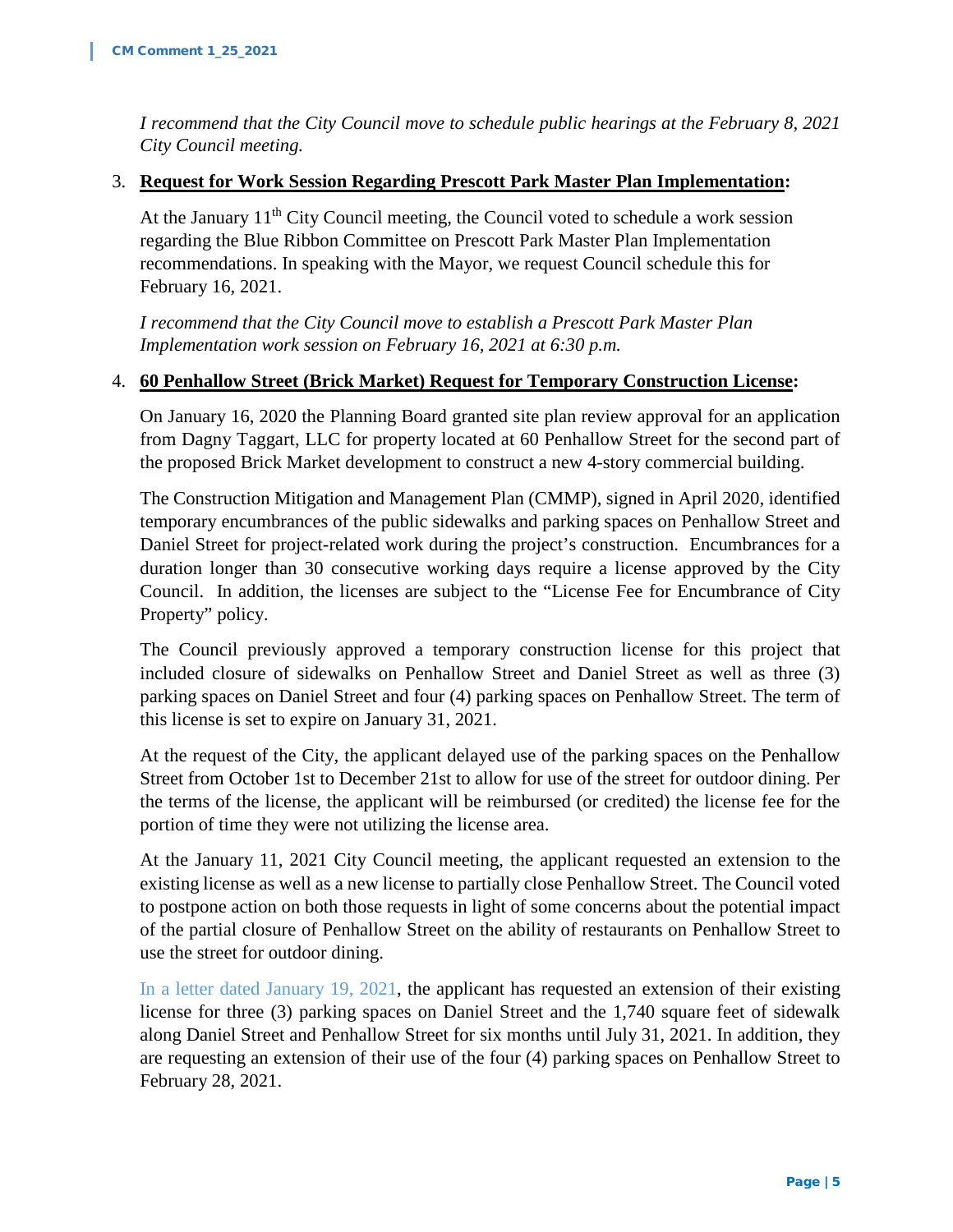*I recommend that the City Council move to schedule public hearings at the February 8, 2021 City Council meeting.*

3. **Request for Work Session Regarding Prescott Park Master Plan Implementation:**

   At the January 11th City Council meeting, the Council voted to schedule a work session regarding the Blue Ribbon Committee on Prescott Park Master Plan Implementation recommendations. In speaking with the Mayor, we request Council schedule this for February 16, 2021.

   *I recommend that the City Council move to establish a Prescott Park Master Plan Implementation work session on February 16, 2021 at 6:30 p.m.*

4. **60 Penhallow Street (Brick Market) Request for Temporary Construction License:**

   On January 16, 2020 the Planning Board granted site plan review approval for an application from Dagny Taggart, LLC for property located at 60 Penhallow Street for the second part of the proposed Brick Market development to construct a new 4-story commercial building.

   The Construction Mitigation and Management Plan (CMMP), signed in April 2020, identified temporary encumbrances of the public sidewalks and parking spaces on Penhallow Street and Daniel Street for project-related work during the project's construction. Encumbrances for a duration longer than 30 consecutive working days require a license approved by the City Council. In addition, the licenses are subject to the "License Fee for Encumbrance of City Property" policy.

   The Council previously approved a temporary construction license for this project that included closure of sidewalks on Penhallow Street and Daniel Street as well as three (3) parking spaces on Daniel Street and four (4) parking spaces on Penhallow Street. The term of this license is set to expire on January 31, 2021.

   At the request of the City, the applicant delayed use of the parking spaces on the Penhallow Street from October 1st to December 21st to allow for use of the street for outdoor dining. Per the terms of the license, the applicant will be reimbursed (or credited) the license fee for the portion of time they were not utilizing the license area.

   At the January 11, 2021 City Council meeting, the applicant requested an extension to the existing license as well as a new license to partially close Penhallow Street. The Council voted to postpone action on both those requests in light of some concerns about the potential impact of the partial closure of Penhallow Street on the ability of restaurants on Penhallow Street to use the street for outdoor dining.

   In a letter dated January 19, 2021, the applicant has requested an extension of their existing license for three (3) parking spaces on Daniel Street and the 1,740 square feet of sidewalk along Daniel Street and Penhallow Street for six months until July 31, 2021. In addition, they are requesting an extension of their use of the four (4) parking spaces on Penhallow Street to February 28, 2021.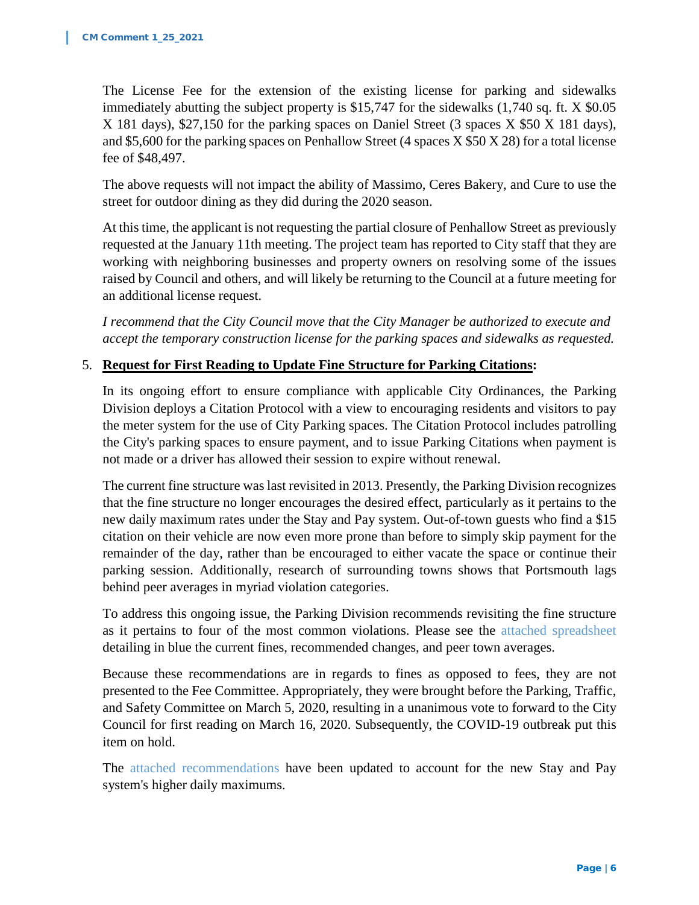The License Fee for the extension of the existing license for parking and sidewalks immediately abutting the subject property is $15,747 for the sidewalks (1,740 sq. ft. X $0.05 X 181 days), $27,150 for the parking spaces on Daniel Street (3 spaces X $50 X 181 days), and $5,600 for the parking spaces on Penhallow Street (4 spaces X $50 X 28) for a total license fee of $48,497.

The above requests will not impact the ability of Massimo, Ceres Bakery, and Cure to use the street for outdoor dining as they did during the 2020 season.

At this time, the applicant is not requesting the partial closure of Penhallow Street as previously requested at the January 11th meeting. The project team has reported to City staff that they are working with neighboring businesses and property owners on resolving some of the issues raised by Council and others, and will likely be returning to the Council at a future meeting for an additional license request.

*I recommend that the City Council move that the City Manager be authorized to execute and accept the temporary construction license for the parking spaces and sidewalks as requested.*

5. **Request for First Reading to Update Fine Structure for Parking Citations:**

In its ongoing effort to ensure compliance with applicable City Ordinances, the Parking Division deploys a Citation Protocol with a view to encouraging residents and visitors to pay the meter system for the use of City Parking spaces. The Citation Protocol includes patrolling the City's parking spaces to ensure payment, and to issue Parking Citations when payment is not made or a driver has allowed their session to expire without renewal.

The current fine structure was last revisited in 2013. Presently, the Parking Division recognizes that the fine structure no longer encourages the desired effect, particularly as it pertains to the new daily maximum rates under the Stay and Pay system. Out-of-town guests who find a $15 citation on their vehicle are now even more prone than before to simply skip payment for the remainder of the day, rather than be encouraged to either vacate the space or continue their parking session. Additionally, research of surrounding towns shows that Portsmouth lags behind peer averages in myriad violation categories.

To address this ongoing issue, the Parking Division recommends revisiting the fine structure as it pertains to four of the most common violations. Please see the attached spreadsheet detailing in blue the current fines, recommended changes, and peer town averages.

Because these recommendations are in regards to fines as opposed to fees, they are not presented to the Fee Committee. Appropriately, they were brought before the Parking, Traffic, and Safety Committee on March 5, 2020, resulting in a unanimous vote to forward to the City Council for first reading on March 16, 2020. Subsequently, the COVID-19 outbreak put this item on hold.

The attached recommendations have been updated to account for the new Stay and Pay system's higher daily maximums.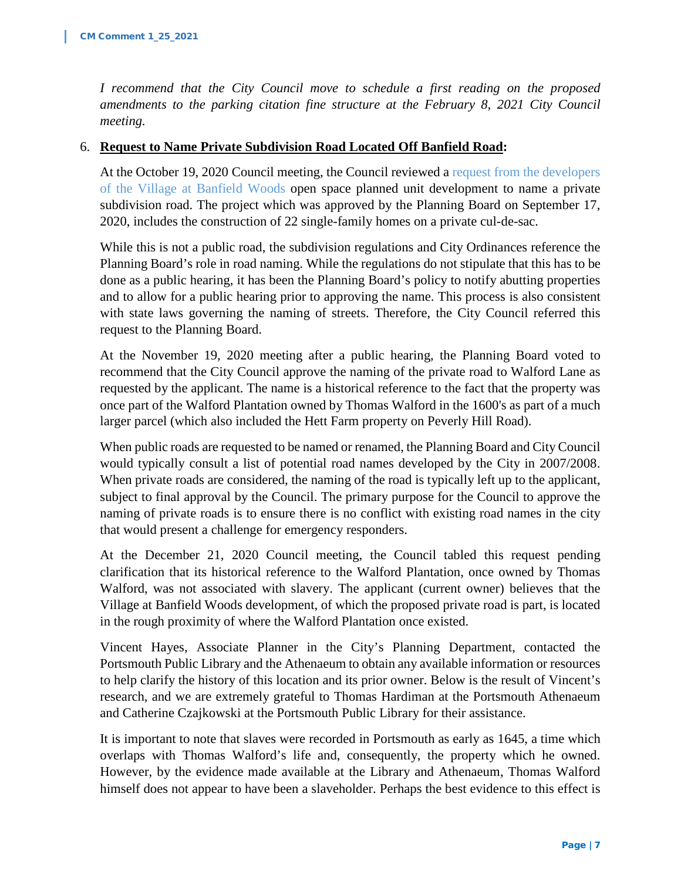*I recommend that the City Council move to schedule a first reading on the proposed amendments to the parking citation fine structure at the February 8, 2021 City Council meeting.*

6. **Request to Name Private Subdivision Road Located Off Banfield Road:**

   At the October 19, 2020 Council meeting, the Council reviewed a request from the developers of the Village at Banfield Woods open space planned unit development to name a private subdivision road. The project which was approved by the Planning Board on September 17, 2020, includes the construction of 22 single-family homes on a private cul-de-sac.

   While this is not a public road, the subdivision regulations and City Ordinances reference the Planning Board's role in road naming. While the regulations do not stipulate that this has to be done as a public hearing, it has been the Planning Board's policy to notify abutting properties and to allow for a public hearing prior to approving the name. This process is also consistent with state laws governing the naming of streets. Therefore, the City Council referred this request to the Planning Board.

   At the November 19, 2020 meeting after a public hearing, the Planning Board voted to recommend that the City Council approve the naming of the private road to Walford Lane as requested by the applicant. The name is a historical reference to the fact that the property was once part of the Walford Plantation owned by Thomas Walford in the 1600's as part of a much larger parcel (which also included the Hett Farm property on Peverly Hill Road).

   When public roads are requested to be named or renamed, the Planning Board and City Council would typically consult a list of potential road names developed by the City in 2007/2008. When private roads are considered, the naming of the road is typically left up to the applicant, subject to final approval by the Council. The primary purpose for the Council to approve the naming of private roads is to ensure there is no conflict with existing road names in the city that would present a challenge for emergency responders.

   At the December 21, 2020 Council meeting, the Council tabled this request pending clarification that its historical reference to the Walford Plantation, once owned by Thomas Walford, was not associated with slavery. The applicant (current owner) believes that the Village at Banfield Woods development, of which the proposed private road is part, is located in the rough proximity of where the Walford Plantation once existed.

   Vincent Hayes, Associate Planner in the City's Planning Department, contacted the Portsmouth Public Library and the Athenaeum to obtain any available information or resources to help clarify the history of this location and its prior owner. Below is the result of Vincent's research, and we are extremely grateful to Thomas Hardiman at the Portsmouth Athenaeum and Catherine Czajkowski at the Portsmouth Public Library for their assistance.

   It is important to note that slaves were recorded in Portsmouth as early as 1645, a time which overlaps with Thomas Walford's life and, consequently, the property which he owned. However, by the evidence made available at the Library and Athenaeum, Thomas Walford himself does not appear to have been a slaveholder. Perhaps the best evidence to this effect is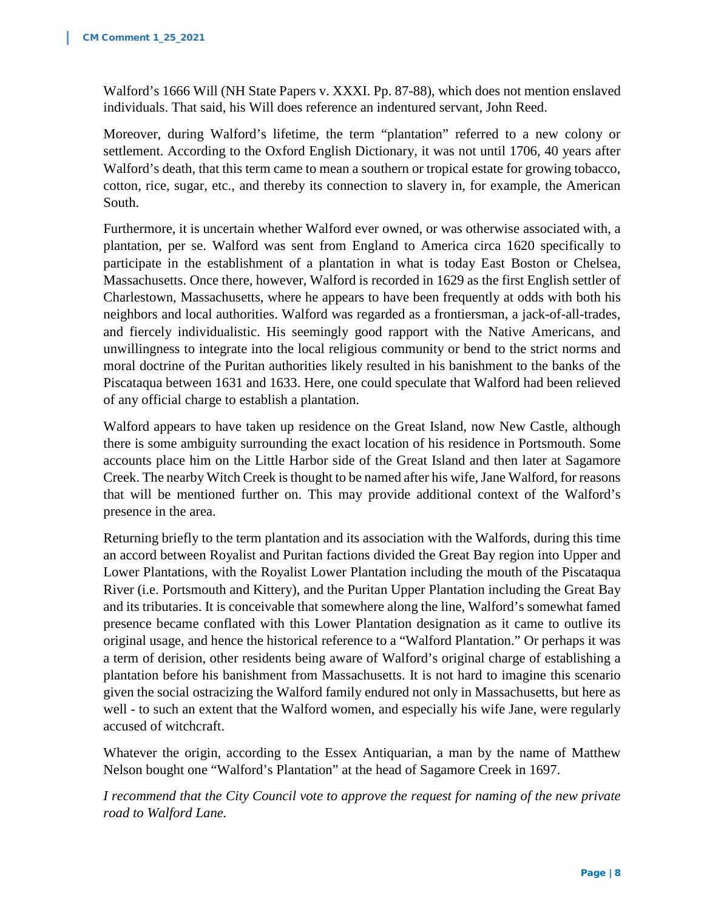Walford's 1666 Will (NH State Papers v. XXXI. Pp. 87-88), which does not mention enslaved individuals. That said, his Will does reference an indentured servant, John Reed.

Moreover, during Walford's lifetime, the term "plantation" referred to a new colony or settlement. According to the Oxford English Dictionary, it was not until 1706, 40 years after Walford's death, that this term came to mean a southern or tropical estate for growing tobacco, cotton, rice, sugar, etc., and thereby its connection to slavery in, for example, the American South.

Furthermore, it is uncertain whether Walford ever owned, or was otherwise associated with, a plantation, per se. Walford was sent from England to America circa 1620 specifically to participate in the establishment of a plantation in what is today East Boston or Chelsea, Massachusetts. Once there, however, Walford is recorded in 1629 as the first English settler of Charlestown, Massachusetts, where he appears to have been frequently at odds with both his neighbors and local authorities. Walford was regarded as a frontiersman, a jack-of-all-trades, and fiercely individualistic. His seemingly good rapport with the Native Americans, and unwillingness to integrate into the local religious community or bend to the strict norms and moral doctrine of the Puritan authorities likely resulted in his banishment to the banks of the Piscataqua between 1631 and 1633. Here, one could speculate that Walford had been relieved of any official charge to establish a plantation.

Walford appears to have taken up residence on the Great Island, now New Castle, although there is some ambiguity surrounding the exact location of his residence in Portsmouth. Some accounts place him on the Little Harbor side of the Great Island and then later at Sagamore Creek. The nearby Witch Creek is thought to be named after his wife, Jane Walford, for reasons that will be mentioned further on. This may provide additional context of the Walford's presence in the area.

Returning briefly to the term plantation and its association with the Walfords, during this time an accord between Royalist and Puritan factions divided the Great Bay region into Upper and Lower Plantations, with the Royalist Lower Plantation including the mouth of the Piscataqua River (i.e. Portsmouth and Kittery), and the Puritan Upper Plantation including the Great Bay and its tributaries. It is conceivable that somewhere along the line, Walford's somewhat famed presence became conflated with this Lower Plantation designation as it came to outlive its original usage, and hence the historical reference to a "Walford Plantation." Or perhaps it was a term of derision, other residents being aware of Walford's original charge of establishing a plantation before his banishment from Massachusetts. It is not hard to imagine this scenario given the social ostracizing the Walford family endured not only in Massachusetts, but here as well - to such an extent that the Walford women, and especially his wife Jane, were regularly accused of witchcraft.

Whatever the origin, according to the Essex Antiquarian, a man by the name of Matthew Nelson bought one "Walford's Plantation" at the head of Sagamore Creek in 1697.

*I recommend that the City Council vote to approve the request for naming of the new private road to Walford Lane.*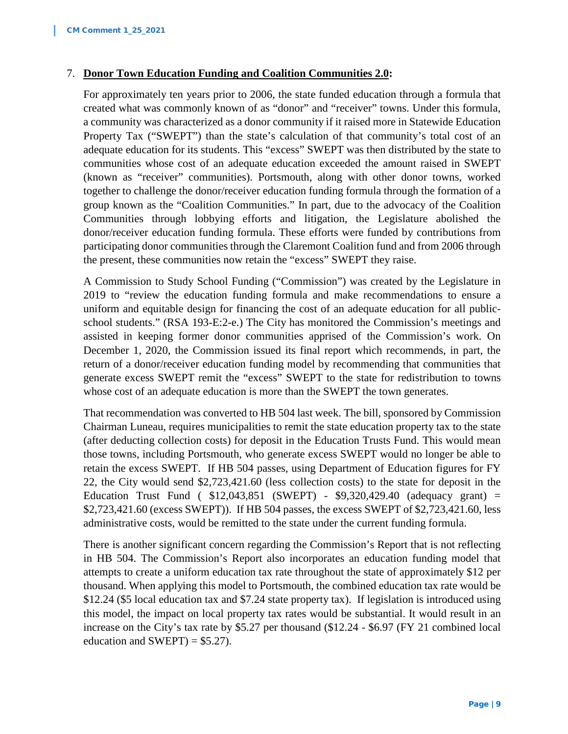7. **Donor Town Education Funding and Coalition Communities 2.0:**

For approximately ten years prior to 2006, the state funded education through a formula that created what was commonly known of as "donor" and "receiver" towns. Under this formula, a community was characterized as a donor community if it raised more in Statewide Education Property Tax ("SWEPT") than the state's calculation of that community's total cost of an adequate education for its students. This "excess" SWEPT was then distributed by the state to communities whose cost of an adequate education exceeded the amount raised in SWEPT (known as "receiver" communities). Portsmouth, along with other donor towns, worked together to challenge the donor/receiver education funding formula through the formation of a group known as the "Coalition Communities." In part, due to the advocacy of the Coalition Communities through lobbying efforts and litigation, the Legislature abolished the donor/receiver education funding formula. These efforts were funded by contributions from participating donor communities through the Claremont Coalition fund and from 2006 through the present, these communities now retain the "excess" SWEPT they raise.

A Commission to Study School Funding ("Commission") was created by the Legislature in 2019 to "review the education funding formula and make recommendations to ensure a uniform and equitable design for financing the cost of an adequate education for all public-school students." (RSA 193-E:2-e.) The City has monitored the Commission's meetings and assisted in keeping former donor communities apprised of the Commission's work. On December 1, 2020, the Commission issued its final report which recommends, in part, the return of a donor/receiver education funding model by recommending that communities that generate excess SWEPT remit the "excess" SWEPT to the state for redistribution to towns whose cost of an adequate education is more than the SWEPT the town generates.

That recommendation was converted to HB 504 last week. The bill, sponsored by Commission Chairman Luneau, requires municipalities to remit the state education property tax to the state (after deducting collection costs) for deposit in the Education Trusts Fund. This would mean those towns, including Portsmouth, who generate excess SWEPT would no longer be able to retain the excess SWEPT. If HB 504 passes, using Department of Education figures for FY 22, the City would send $2,723,421.60 (less collection costs) to the state for deposit in the Education Trust Fund ( $12,043,851 (SWEPT) - $9,320,429.40 (adequacy grant) = $2,723,421.60 (excess SWEPT)). If HB 504 passes, the excess SWEPT of $2,723,421.60, less administrative costs, would be remitted to the state under the current funding formula.

There is another significant concern regarding the Commission's Report that is not reflecting in HB 504. The Commission's Report also incorporates an education funding model that attempts to create a uniform education tax rate throughout the state of approximately $12 per thousand. When applying this model to Portsmouth, the combined education tax rate would be $12.24 ($5 local education tax and $7.24 state property tax). If legislation is introduced using this model, the impact on local property tax rates would be substantial. It would result in an increase on the City's tax rate by $5.27 per thousand ($12.24 - $6.97 (FY 21 combined local education and SWEPT) = $5.27).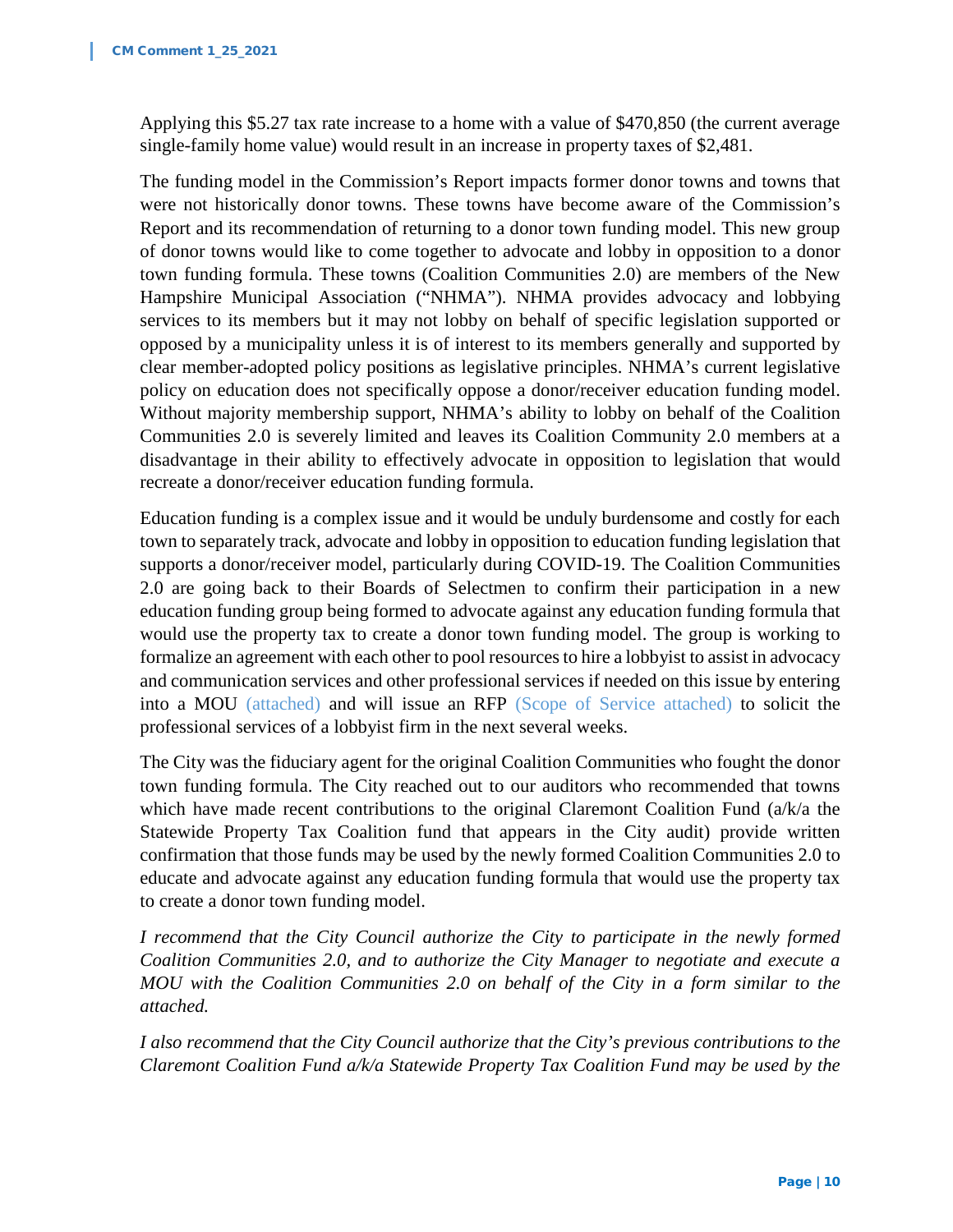Applying this $5.27 tax rate increase to a home with a value of $470,850 (the current average single-family home value) would result in an increase in property taxes of $2,481.

The funding model in the Commission's Report impacts former donor towns and towns that were not historically donor towns. These towns have become aware of the Commission's Report and its recommendation of returning to a donor town funding model. This new group of donor towns would like to come together to advocate and lobby in opposition to a donor town funding formula. These towns (Coalition Communities 2.0) are members of the New Hampshire Municipal Association ("NHMA"). NHMA provides advocacy and lobbying services to its members but it may not lobby on behalf of specific legislation supported or opposed by a municipality unless it is of interest to its members generally and supported by clear member-adopted policy positions as legislative principles. NHMA's current legislative policy on education does not specifically oppose a donor/receiver education funding model. Without majority membership support, NHMA's ability to lobby on behalf of the Coalition Communities 2.0 is severely limited and leaves its Coalition Community 2.0 members at a disadvantage in their ability to effectively advocate in opposition to legislation that would recreate a donor/receiver education funding formula.

Education funding is a complex issue and it would be unduly burdensome and costly for each town to separately track, advocate and lobby in opposition to education funding legislation that supports a donor/receiver model, particularly during COVID-19. The Coalition Communities 2.0 are going back to their Boards of Selectmen to confirm their participation in a new education funding group being formed to advocate against any education funding formula that would use the property tax to create a donor town funding model. The group is working to formalize an agreement with each other to pool resources to hire a lobbyist to assist in advocacy and communication services and other professional services if needed on this issue by entering into a MOU (attached) and will issue an RFP (Scope of Service attached) to solicit the professional services of a lobbyist firm in the next several weeks.

The City was the fiduciary agent for the original Coalition Communities who fought the donor town funding formula. The City reached out to our auditors who recommended that towns which have made recent contributions to the original Claremont Coalition Fund (a/k/a the Statewide Property Tax Coalition fund that appears in the City audit) provide written confirmation that those funds may be used by the newly formed Coalition Communities 2.0 to educate and advocate against any education funding formula that would use the property tax to create a donor town funding model.

*I recommend that the City Council authorize the City to participate in the newly formed Coalition Communities 2.0, and to authorize the City Manager to negotiate and execute a MOU with the Coalition Communities 2.0 on behalf of the City in a form similar to the attached.*

*I also recommend that the City Council* authorize *that the City's previous contributions to the Claremont Coalition Fund a/k/a Statewide Property Tax Coalition Fund may be used by the*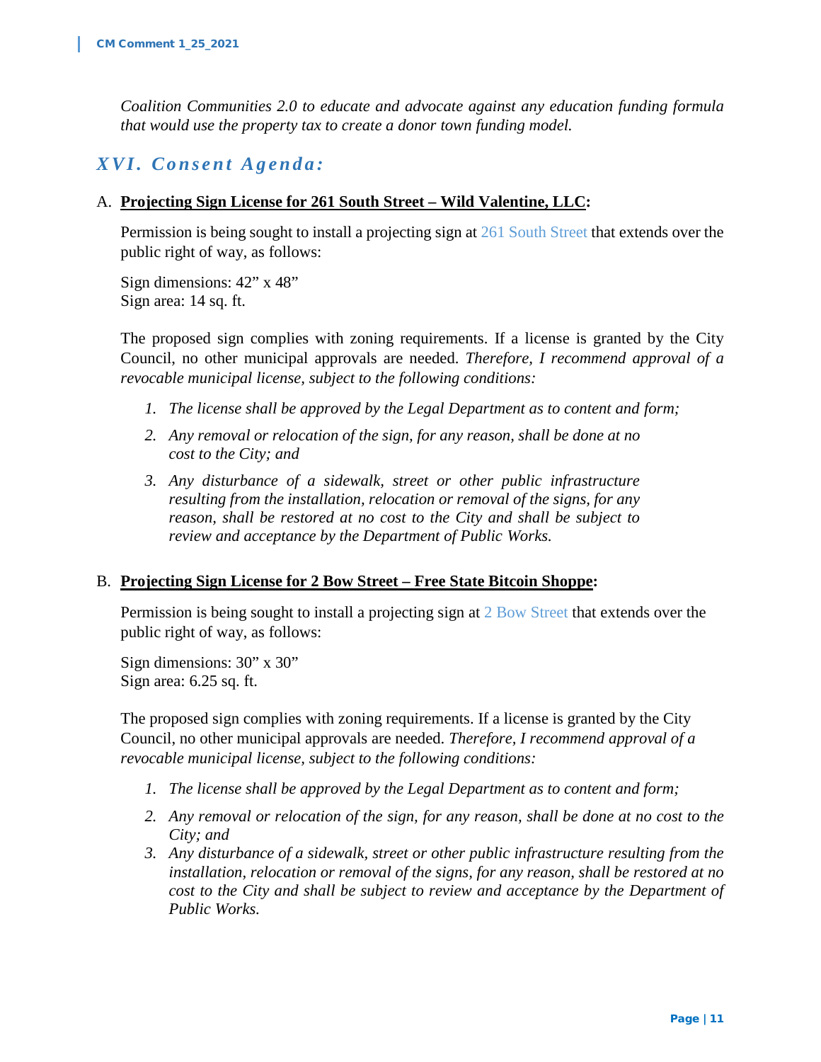*Coalition Communities 2.0 to educate and advocate against any education funding formula that would use the property tax to create a donor town funding model.*

## *XVI. Consent Agenda:*

A. **Projecting Sign License for 261 South Street – Wild Valentine, LLC:**

Permission is being sought to install a projecting sign at 261 South Street that extends over the public right of way, as follows:

Sign dimensions: 42" x 48"
Sign area: 14 sq. ft.

The proposed sign complies with zoning requirements. If a license is granted by the City Council, no other municipal approvals are needed. *Therefore, I recommend approval of a revocable municipal license, subject to the following conditions:*

1. *The license shall be approved by the Legal Department as to content and form;*
2. *Any removal or relocation of the sign, for any reason, shall be done at no cost to the City; and*
3. *Any disturbance of a sidewalk, street or other public infrastructure resulting from the installation, relocation or removal of the signs, for any reason, shall be restored at no cost to the City and shall be subject to review and acceptance by the Department of Public Works.*

B. **Projecting Sign License for 2 Bow Street – Free State Bitcoin Shoppe:**

Permission is being sought to install a projecting sign at 2 Bow Street that extends over the public right of way, as follows:

Sign dimensions: 30" x 30"
Sign area: 6.25 sq. ft.

The proposed sign complies with zoning requirements. If a license is granted by the City Council, no other municipal approvals are needed. *Therefore, I recommend approval of a revocable municipal license, subject to the following conditions:*

1. *The license shall be approved by the Legal Department as to content and form;*
2. *Any removal or relocation of the sign, for any reason, shall be done at no cost to the City; and*
3. *Any disturbance of a sidewalk, street or other public infrastructure resulting from the installation, relocation or removal of the signs, for any reason, shall be restored at no cost to the City and shall be subject to review and acceptance by the Department of Public Works.*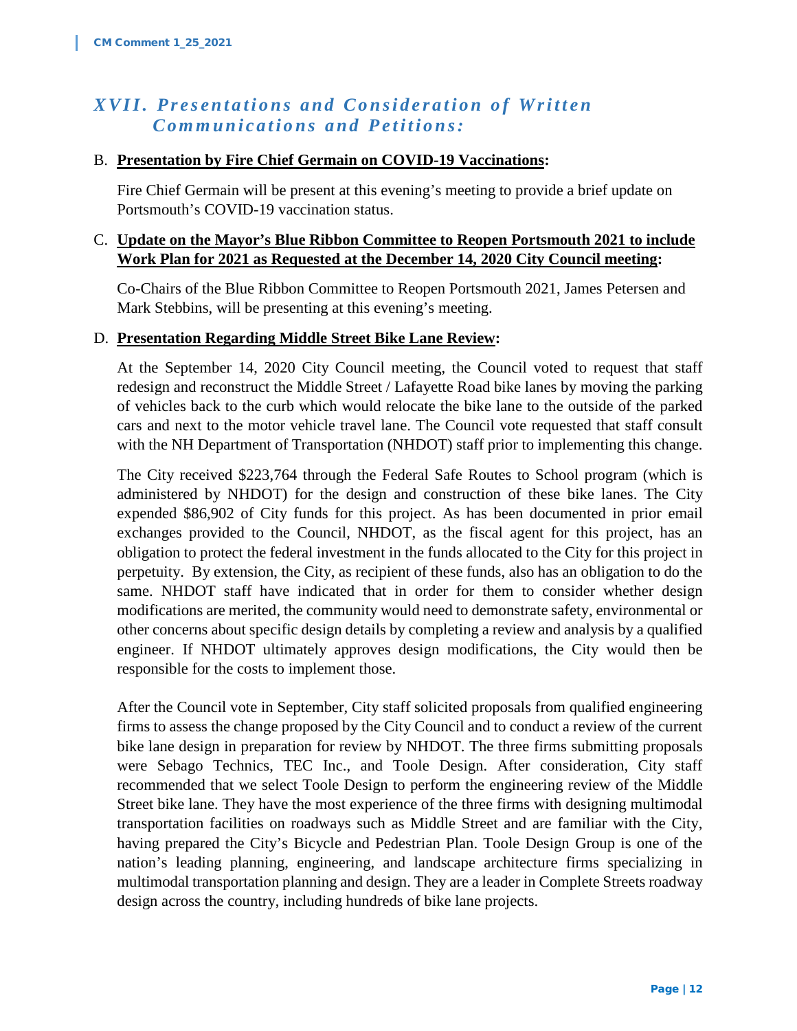## *XVII. Presentations and Consideration of Written Communications and Petitions:*

B. **Presentation by Fire Chief Germain on COVID-19 Vaccinations:**

Fire Chief Germain will be present at this evening's meeting to provide a brief update on Portsmouth's COVID-19 vaccination status.

C. **Update on the Mayor's Blue Ribbon Committee to Reopen Portsmouth 2021 to include Work Plan for 2021 as Requested at the December 14, 2020 City Council meeting:**

Co-Chairs of the Blue Ribbon Committee to Reopen Portsmouth 2021, James Petersen and Mark Stebbins, will be presenting at this evening's meeting.

D. **Presentation Regarding Middle Street Bike Lane Review:**

At the September 14, 2020 City Council meeting, the Council voted to request that staff redesign and reconstruct the Middle Street / Lafayette Road bike lanes by moving the parking of vehicles back to the curb which would relocate the bike lane to the outside of the parked cars and next to the motor vehicle travel lane. The Council vote requested that staff consult with the NH Department of Transportation (NHDOT) staff prior to implementing this change.

The City received $223,764 through the Federal Safe Routes to School program (which is administered by NHDOT) for the design and construction of these bike lanes. The City expended $86,902 of City funds for this project. As has been documented in prior email exchanges provided to the Council, NHDOT, as the fiscal agent for this project, has an obligation to protect the federal investment in the funds allocated to the City for this project in perpetuity. By extension, the City, as recipient of these funds, also has an obligation to do the same. NHDOT staff have indicated that in order for them to consider whether design modifications are merited, the community would need to demonstrate safety, environmental or other concerns about specific design details by completing a review and analysis by a qualified engineer. If NHDOT ultimately approves design modifications, the City would then be responsible for the costs to implement those.

After the Council vote in September, City staff solicited proposals from qualified engineering firms to assess the change proposed by the City Council and to conduct a review of the current bike lane design in preparation for review by NHDOT. The three firms submitting proposals were Sebago Technics, TEC Inc., and Toole Design. After consideration, City staff recommended that we select Toole Design to perform the engineering review of the Middle Street bike lane. They have the most experience of the three firms with designing multimodal transportation facilities on roadways such as Middle Street and are familiar with the City, having prepared the City's Bicycle and Pedestrian Plan. Toole Design Group is one of the nation's leading planning, engineering, and landscape architecture firms specializing in multimodal transportation planning and design. They are a leader in Complete Streets roadway design across the country, including hundreds of bike lane projects.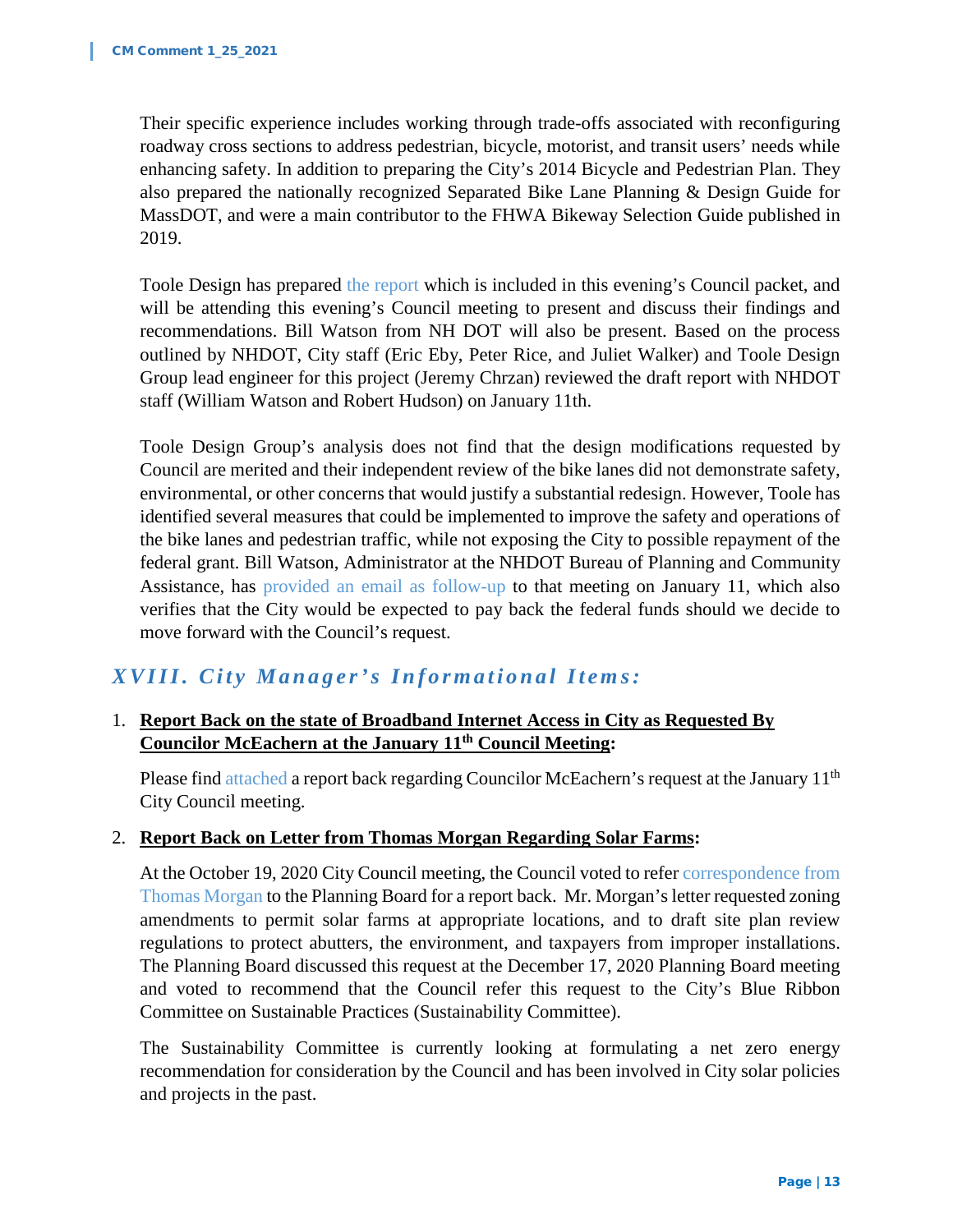Their specific experience includes working through trade-offs associated with reconfiguring roadway cross sections to address pedestrian, bicycle, motorist, and transit users' needs while enhancing safety. In addition to preparing the City's 2014 Bicycle and Pedestrian Plan. They also prepared the nationally recognized Separated Bike Lane Planning & Design Guide for MassDOT, and were a main contributor to the FHWA Bikeway Selection Guide published in 2019.

Toole Design has prepared the report which is included in this evening's Council packet, and will be attending this evening's Council meeting to present and discuss their findings and recommendations. Bill Watson from NH DOT will also be present. Based on the process outlined by NHDOT, City staff (Eric Eby, Peter Rice, and Juliet Walker) and Toole Design Group lead engineer for this project (Jeremy Chrzan) reviewed the draft report with NHDOT staff (William Watson and Robert Hudson) on January 11th.

Toole Design Group's analysis does not find that the design modifications requested by Council are merited and their independent review of the bike lanes did not demonstrate safety, environmental, or other concerns that would justify a substantial redesign. However, Toole has identified several measures that could be implemented to improve the safety and operations of the bike lanes and pedestrian traffic, while not exposing the City to possible repayment of the federal grant. Bill Watson, Administrator at the NHDOT Bureau of Planning and Community Assistance, has provided an email as follow-up to that meeting on January 11, which also verifies that the City would be expected to pay back the federal funds should we decide to move forward with the Council's request.

## *XVIII. City Manager's Informational Items:*

1. **Report Back on the state of Broadband Internet Access in City as Requested By Councilor McEachern at the January 11th Council Meeting:**

   Please find attached a report back regarding Councilor McEachern's request at the January 11th City Council meeting.

2. **Report Back on Letter from Thomas Morgan Regarding Solar Farms:**

   At the October 19, 2020 City Council meeting, the Council voted to refer correspondence from Thomas Morgan to the Planning Board for a report back. Mr. Morgan's letter requested zoning amendments to permit solar farms at appropriate locations, and to draft site plan review regulations to protect abutters, the environment, and taxpayers from improper installations. The Planning Board discussed this request at the December 17, 2020 Planning Board meeting and voted to recommend that the Council refer this request to the City's Blue Ribbon Committee on Sustainable Practices (Sustainability Committee).

   The Sustainability Committee is currently looking at formulating a net zero energy recommendation for consideration by the Council and has been involved in City solar policies and projects in the past.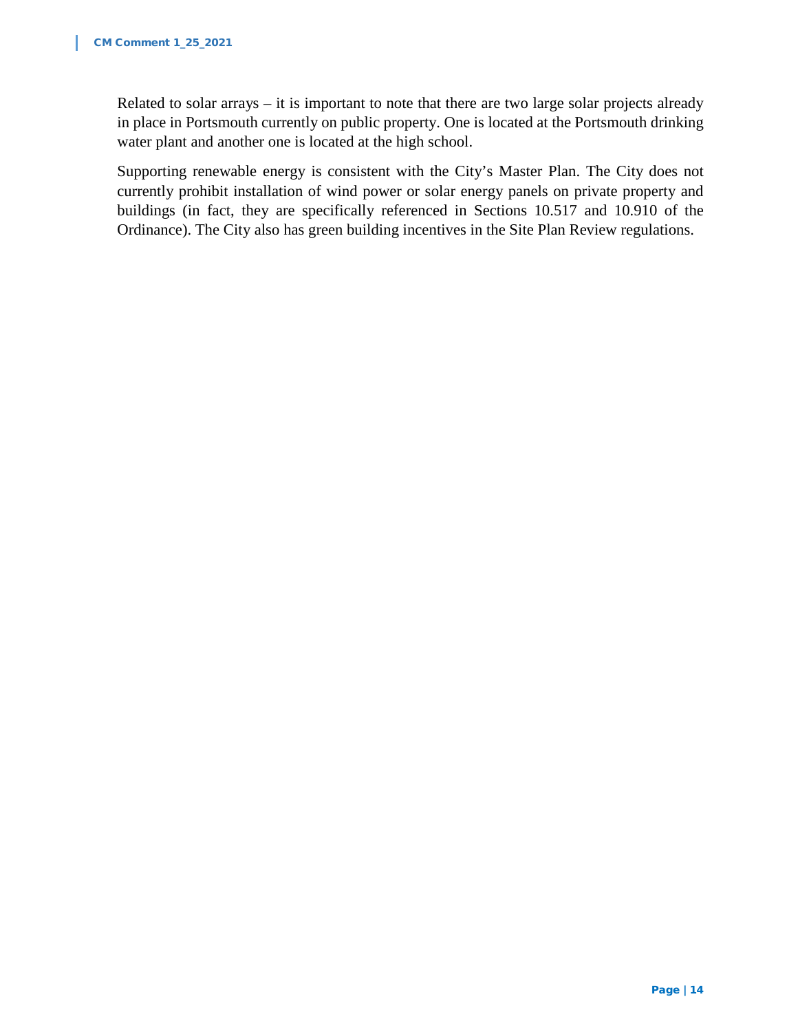Related to solar arrays – it is important to note that there are two large solar projects already in place in Portsmouth currently on public property. One is located at the Portsmouth drinking water plant and another one is located at the high school.

Supporting renewable energy is consistent with the City's Master Plan. The City does not currently prohibit installation of wind power or solar energy panels on private property and buildings (in fact, they are specifically referenced in Sections 10.517 and 10.910 of the Ordinance). The City also has green building incentives in the Site Plan Review regulations.